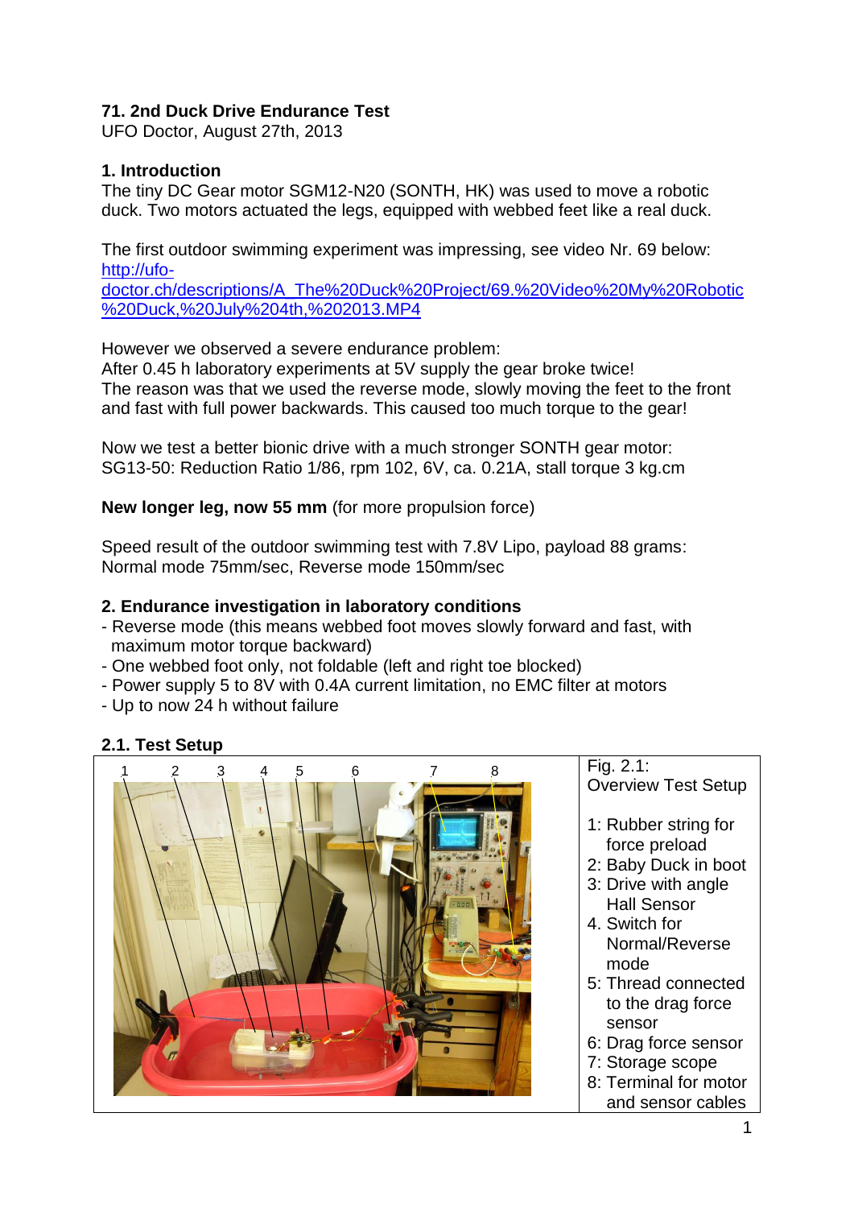**71. 2nd Duck Drive Endurance Test**
UFO Doctor, August 27th, 2013

**1. Introduction**
The tiny DC Gear motor SGM12-N20 (SONTH, HK) was used to move a robotic duck. Two motors actuated the legs, equipped with webbed feet like a real duck.

The first outdoor swimming experiment was impressing, see video Nr. 69 below:
http://ufo-doctor.ch/descriptions/A_The%20Duck%20Project/69.%20Video%20My%20Robotic%20Duck,%20July%204th,%202013.MP4

However we observed a severe endurance problem:
After 0.45 h laboratory experiments at 5V supply the gear broke twice!
The reason was that we used the reverse mode, slowly moving the feet to the front and fast with full power backwards. This caused too much torque to the gear!

Now we test a better bionic drive with a much stronger SONTH gear motor:
SG13-50: Reduction Ratio 1/86, rpm 102, 6V, ca. 0.21A, stall torque 3 kg.cm

**New longer leg, now 55 mm** (for more propulsion force)

Speed result of the outdoor swimming test with 7.8V Lipo, payload 88 grams:
Normal mode 75mm/sec, Reverse mode 150mm/sec

**2. Endurance investigation in laboratory conditions**
- Reverse mode (this means webbed foot moves slowly forward and fast, with maximum motor torque backward)
- One webbed foot only, not foldable (left and right toe blocked)
- Power supply 5 to 8V with 0.4A current limitation, no EMC filter at motors
- Up to now 24 h without failure

**2.1. Test Setup**

Fig. 2.1:
Overview Test Setup

1: Rubber string for force preload
2: Baby Duck in boot
3: Drive with angle Hall Sensor
4. Switch for Normal/Reverse mode
5: Thread connected to the drag force sensor
6: Drag force sensor
7: Storage scope
8: Terminal for motor and sensor cables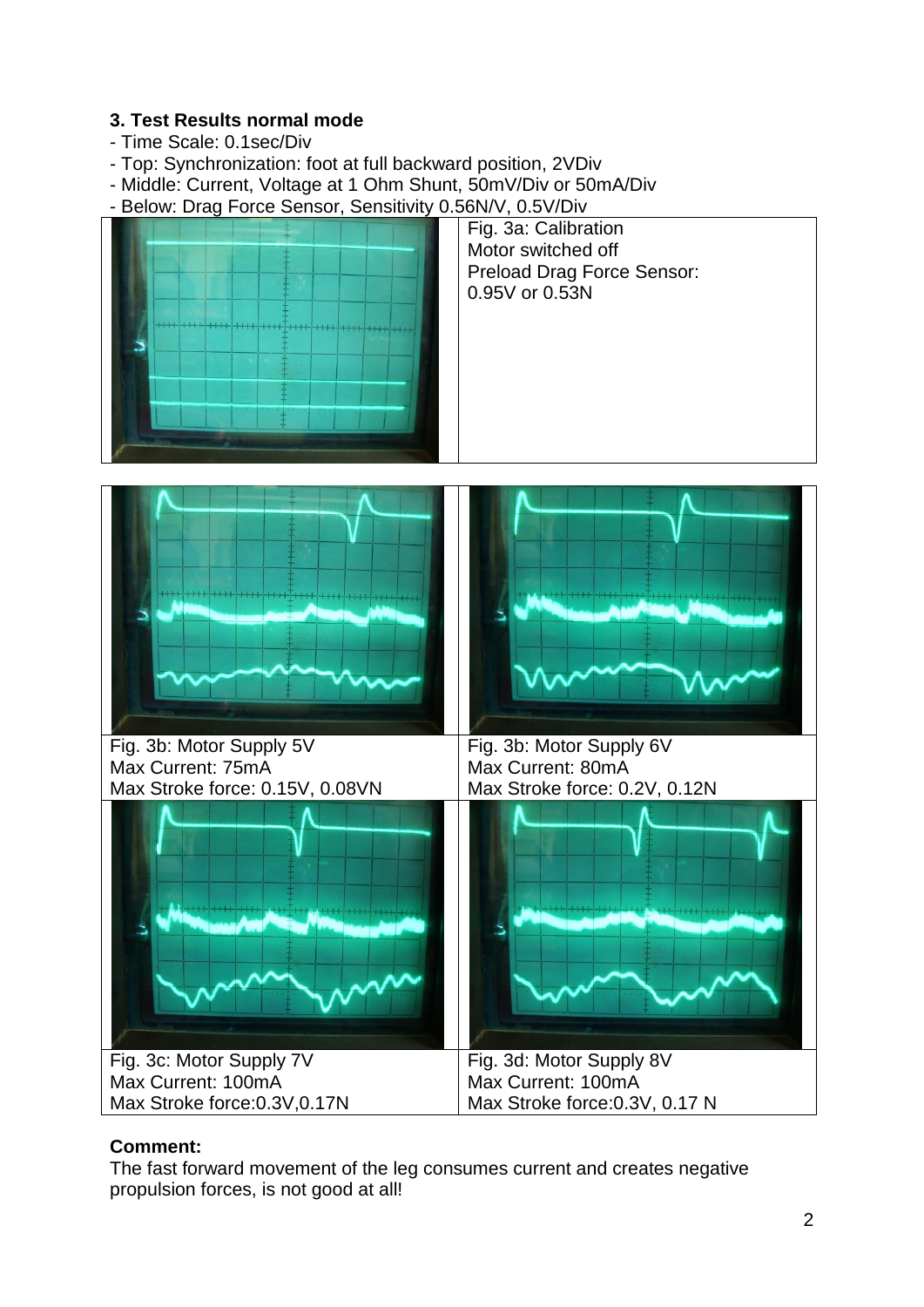### 3. Test Results normal mode

- Time Scale: 0.1sec/Div
- Top: Synchronization: foot at full backward position, 2VDiv
- Middle: Current, Voltage at 1 Ohm Shunt, 50mV/Div or 50mA/Div
- Below: Drag Force Sensor, Sensitivity 0.56N/V, 0.5V/Div

Fig. 3a: Calibration
Motor switched off
Preload Drag Force Sensor:
0.95V or 0.53N

Fig. 3b: Motor Supply 5V
Max Current: 75mA
Max Stroke force: 0.15V, 0.08VN

Fig. 3b: Motor Supply 6V
Max Current: 80mA
Max Stroke force: 0.2V, 0.12N

Fig. 3c: Motor Supply 7V
Max Current: 100mA
Max Stroke force:0.3V,0.17N

Fig. 3d: Motor Supply 8V
Max Current: 100mA
Max Stroke force:0.3V, 0.17 N

**Comment:**
The fast forward movement of the leg consumes current and creates negative propulsion forces, is not good at all!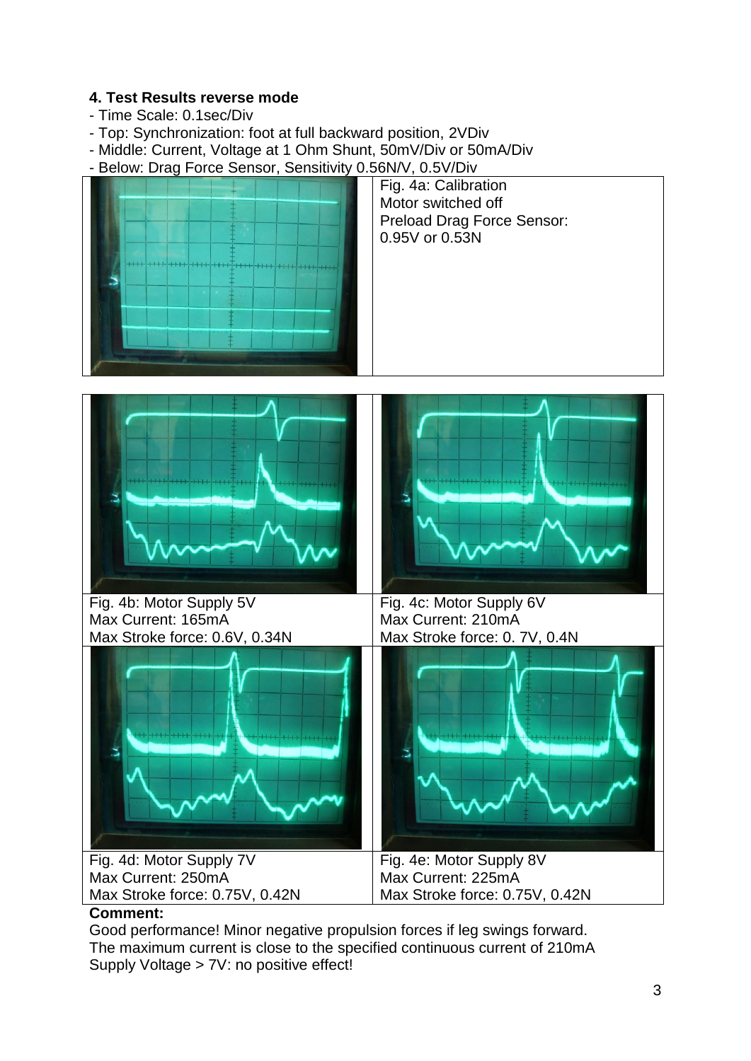### 4. Test Results reverse mode

- Time Scale: 0.1sec/Div
- Top: Synchronization: foot at full backward position, 2VDiv
- Middle: Current, Voltage at 1 Ohm Shunt, 50mV/Div or 50mA/Div
- Below: Drag Force Sensor, Sensitivity 0.56N/V, 0.5V/Div

Fig. 4a: Calibration
Motor switched off
Preload Drag Force Sensor:
0.95V or 0.53N

Fig. 4b: Motor Supply 5V
Max Current: 165mA
Max Stroke force: 0.6V, 0.34N

Fig. 4c: Motor Supply 6V
Max Current: 210mA
Max Stroke force: 0. 7V, 0.4N

Fig. 4d: Motor Supply 7V
Max Current: 250mA
Max Stroke force: 0.75V, 0.42N

Fig. 4e: Motor Supply 8V
Max Current: 225mA
Max Stroke force: 0.75V, 0.42N

**Comment:**

Good performance! Minor negative propulsion forces if leg swings forward.
The maximum current is close to the specified continuous current of 210mA
Supply Voltage > 7V: no positive effect!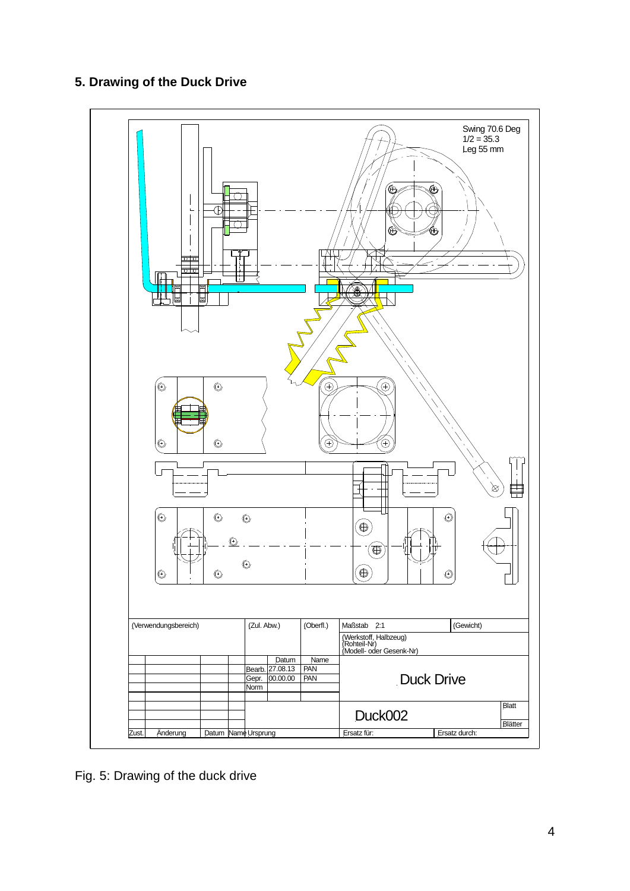## 5. Drawing of the Duck Drive

Fig. 5: Drawing of the duck drive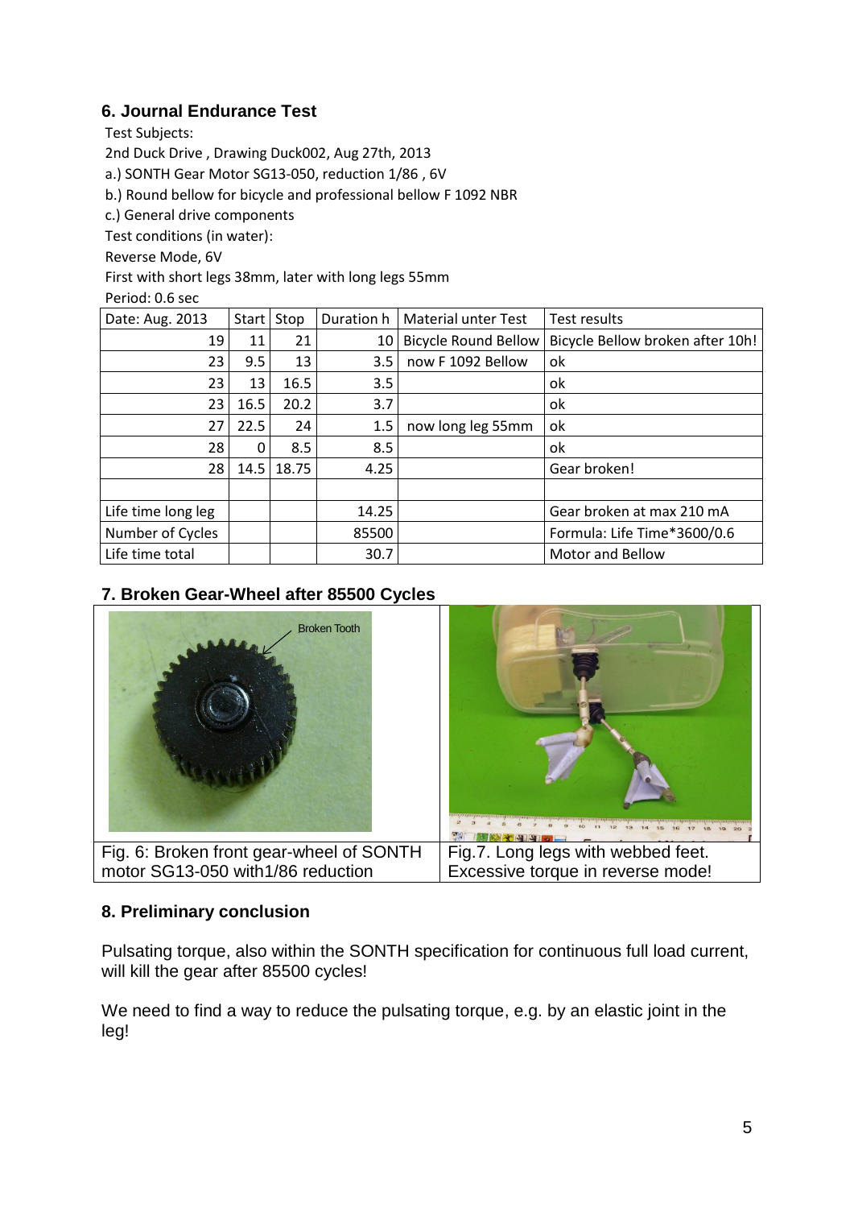### 6. Journal Endurance Test

Test Subjects:

2nd Duck Drive , Drawing Duck002, Aug 27th, 2013

a.) SONTH Gear Motor SG13-050, reduction 1/86 , 6V

b.) Round bellow for bicycle and professional bellow F 1092 NBR

c.) General drive components

Test conditions (in water):

Reverse Mode, 6V

First with short legs 38mm, later with long legs 55mm

Period: 0.6 sec

| Date: Aug. 2013 | Start | Stop | Duration h | Material unter Test | Test results |
|---|---|---|---|---|---|
| 19 | 11 | 21 | 10 | Bicycle Round Bellow | Bicycle Bellow broken after 10h! |
| 23 | 9.5 | 13 | 3.5 | now F 1092 Bellow | ok |
| 23 | 13 | 16.5 | 3.5 | | ok |
| 23 | 16.5 | 20.2 | 3.7 | | ok |
| 27 | 22.5 | 24 | 1.5 | now long leg 55mm | ok |
| 28 | 0 | 8.5 | 8.5 | | ok |
| 28 | 14.5 | 18.75 | 4.25 | | Gear broken! |
| | | | | | |
| Life time long leg | | | 14.25 | | Gear broken at max 210 mA |
| Number of Cycles | | | 85500 | | Formula: Life Time*3600/0.6 |
| Life time total | | | 30.7 | | Motor and Bellow |

### 7. Broken Gear-Wheel after 85500 Cycles

Broken Tooth

Fig. 6: Broken front gear-wheel of SONTH motor SG13-050 with1/86 reduction

Fig.7. Long legs with webbed feet. Excessive torque in reverse mode!

### 8. Preliminary conclusion

Pulsating torque, also within the SONTH specification for continuous full load current, will kill the gear after 85500 cycles!

We need to find a way to reduce the pulsating torque, e.g. by an elastic joint in the leg!